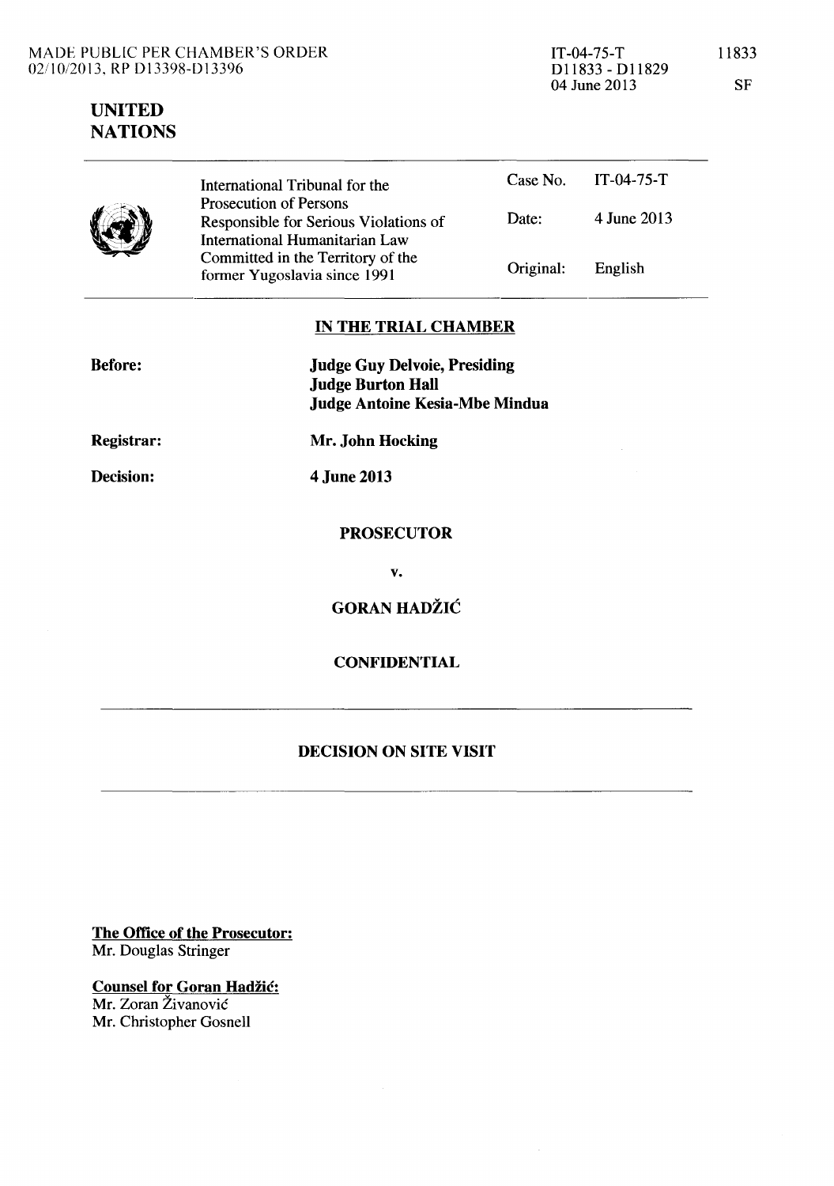MADE PUBLIC PER CHAMBER'S ORDER
02/10/2013, RP D13398-D13396

IT-04-75-T
D11833 - D11829
04 June 2013

11833

SF

**UNITED NATIONS**

| International Tribunal for the Prosecution of Persons Responsible for Serious Violations of International Humanitarian Law Committed in the Territory of the former Yugoslavia since 1991 | Case No. | IT-04-75-T |
| --- | --- | --- |
| | Date: | 4 June 2013 |
| | Original: | English |

## IN THE TRIAL CHAMBER

**Before:** **Judge Guy Delvoie, Presiding**
**Judge Burton Hall**
**Judge Antoine Kesia-Mbe Mindua**

**Registrar:** **Mr. John Hocking**

**Decision:** **4 June 2013**

**PROSECUTOR**

**v.**

**GORAN HADŽIĆ**

**CONFIDENTIAL**

## DECISION ON SITE VISIT

**The Office of the Prosecutor:**
Mr. Douglas Stringer

**Counsel for Goran Hadžić:**
Mr. Zoran Živanović
Mr. Christopher Gosnell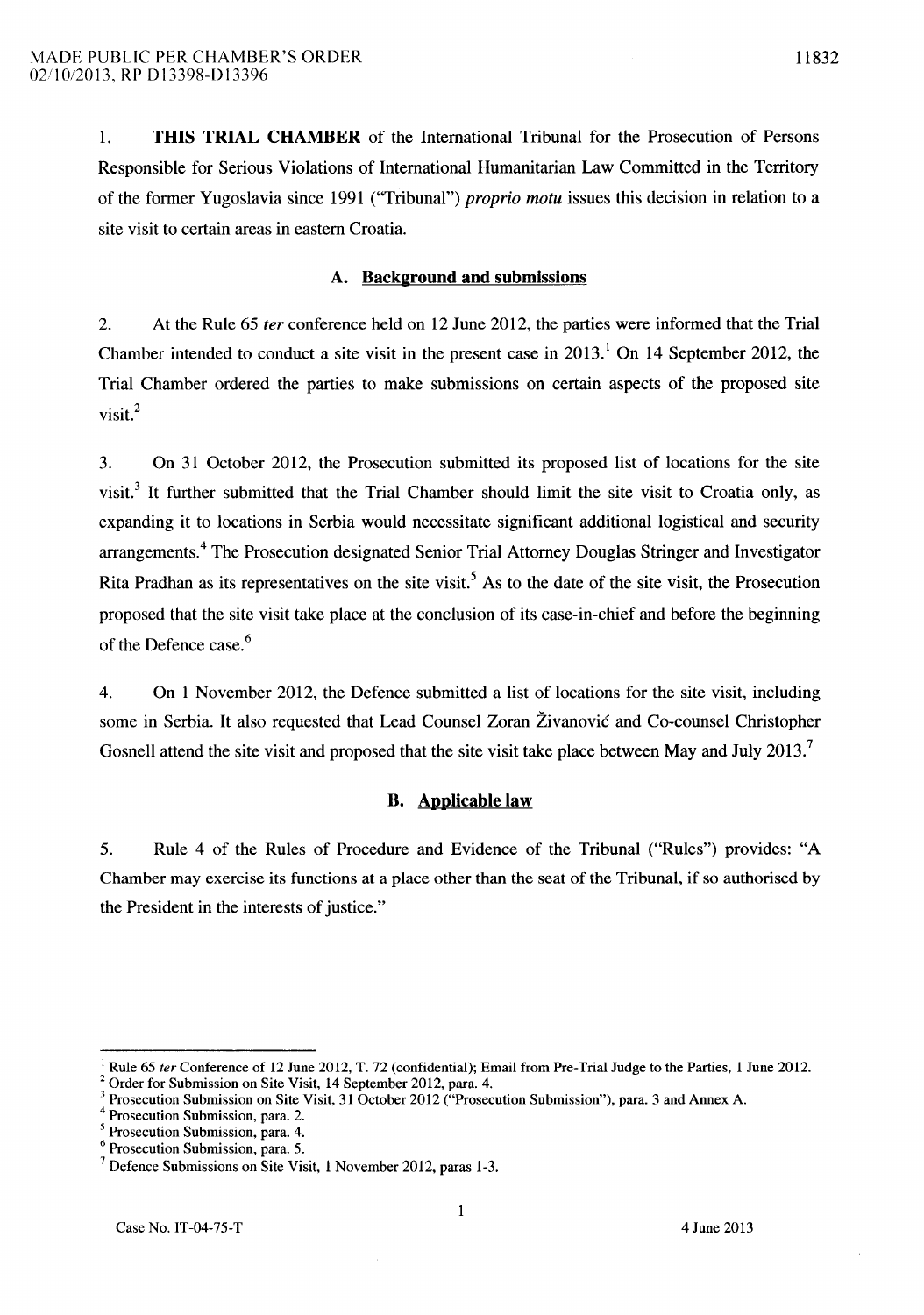1. **THIS TRIAL CHAMBER** of the International Tribunal for the Prosecution of Persons Responsible for Serious Violations of International Humanitarian Law Committed in the Territory of the former Yugoslavia since 1991 ("Tribunal") *proprio motu* issues this decision in relation to a site visit to certain areas in eastern Croatia.

## A. Background and submissions

2. At the Rule 65 *ter* conference held on 12 June 2012, the parties were informed that the Trial Chamber intended to conduct a site visit in the present case in 2013.[1] On 14 September 2012, the Trial Chamber ordered the parties to make submissions on certain aspects of the proposed site visit.[2]

3. On 31 October 2012, the Prosecution submitted its proposed list of locations for the site visit.[3] It further submitted that the Trial Chamber should limit the site visit to Croatia only, as expanding it to locations in Serbia would necessitate significant additional logistical and security arrangements.[4] The Prosecution designated Senior Trial Attorney Douglas Stringer and Investigator Rita Pradhan as its representatives on the site visit.[5] As to the date of the site visit, the Prosecution proposed that the site visit take place at the conclusion of its case-in-chief and before the beginning of the Defence case.[6]

4. On 1 November 2012, the Defence submitted a list of locations for the site visit, including some in Serbia. It also requested that Lead Counsel Zoran Živanović and Co-counsel Christopher Gosnell attend the site visit and proposed that the site visit take place between May and July 2013.[7]

## B. Applicable law

5. Rule 4 of the Rules of Procedure and Evidence of the Tribunal ("Rules") provides: "A Chamber may exercise its functions at a place other than the seat of the Tribunal, if so authorised by the President in the interests of justice."

---

[1] Rule 65 *ter* Conference of 12 June 2012, T. 72 (confidential); Email from Pre-Trial Judge to the Parties, 1 June 2012.
[2] Order for Submission on Site Visit, 14 September 2012, para. 4.
[3] Prosecution Submission on Site Visit, 31 October 2012 ("Prosecution Submission"), para. 3 and Annex A.
[4] Prosecution Submission, para. 2.
[5] Prosecution Submission, para. 4.
[6] Prosecution Submission, para. 5.
[7] Defence Submissions on Site Visit, 1 November 2012, paras 1-3.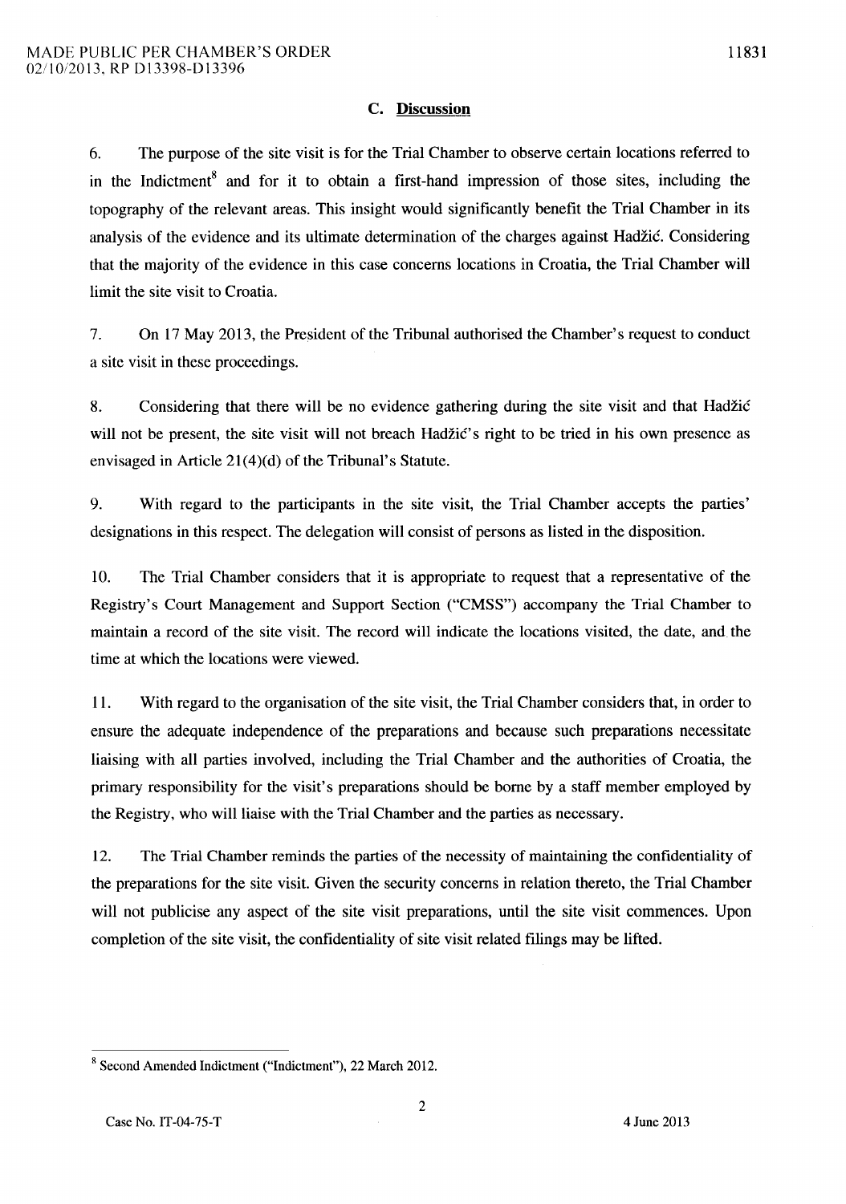### C. Discussion

6. The purpose of the site visit is for the Trial Chamber to observe certain locations referred to in the Indictment[8] and for it to obtain a first-hand impression of those sites, including the topography of the relevant areas. This insight would significantly benefit the Trial Chamber in its analysis of the evidence and its ultimate determination of the charges against Hadžić. Considering that the majority of the evidence in this case concerns locations in Croatia, the Trial Chamber will limit the site visit to Croatia.

7. On 17 May 2013, the President of the Tribunal authorised the Chamber's request to conduct a site visit in these proceedings.

8. Considering that there will be no evidence gathering during the site visit and that Hadžić will not be present, the site visit will not breach Hadžić's right to be tried in his own presence as envisaged in Article 21(4)(d) of the Tribunal's Statute.

9. With regard to the participants in the site visit, the Trial Chamber accepts the parties' designations in this respect. The delegation will consist of persons as listed in the disposition.

10. The Trial Chamber considers that it is appropriate to request that a representative of the Registry's Court Management and Support Section ("CMSS") accompany the Trial Chamber to maintain a record of the site visit. The record will indicate the locations visited, the date, and the time at which the locations were viewed.

11. With regard to the organisation of the site visit, the Trial Chamber considers that, in order to ensure the adequate independence of the preparations and because such preparations necessitate liaising with all parties involved, including the Trial Chamber and the authorities of Croatia, the primary responsibility for the visit's preparations should be borne by a staff member employed by the Registry, who will liaise with the Trial Chamber and the parties as necessary.

12. The Trial Chamber reminds the parties of the necessity of maintaining the confidentiality of the preparations for the site visit. Given the security concerns in relation thereto, the Trial Chamber will not publicise any aspect of the site visit preparations, until the site visit commences. Upon completion of the site visit, the confidentiality of site visit related filings may be lifted.

---

[8] Second Amended Indictment ("Indictment"), 22 March 2012.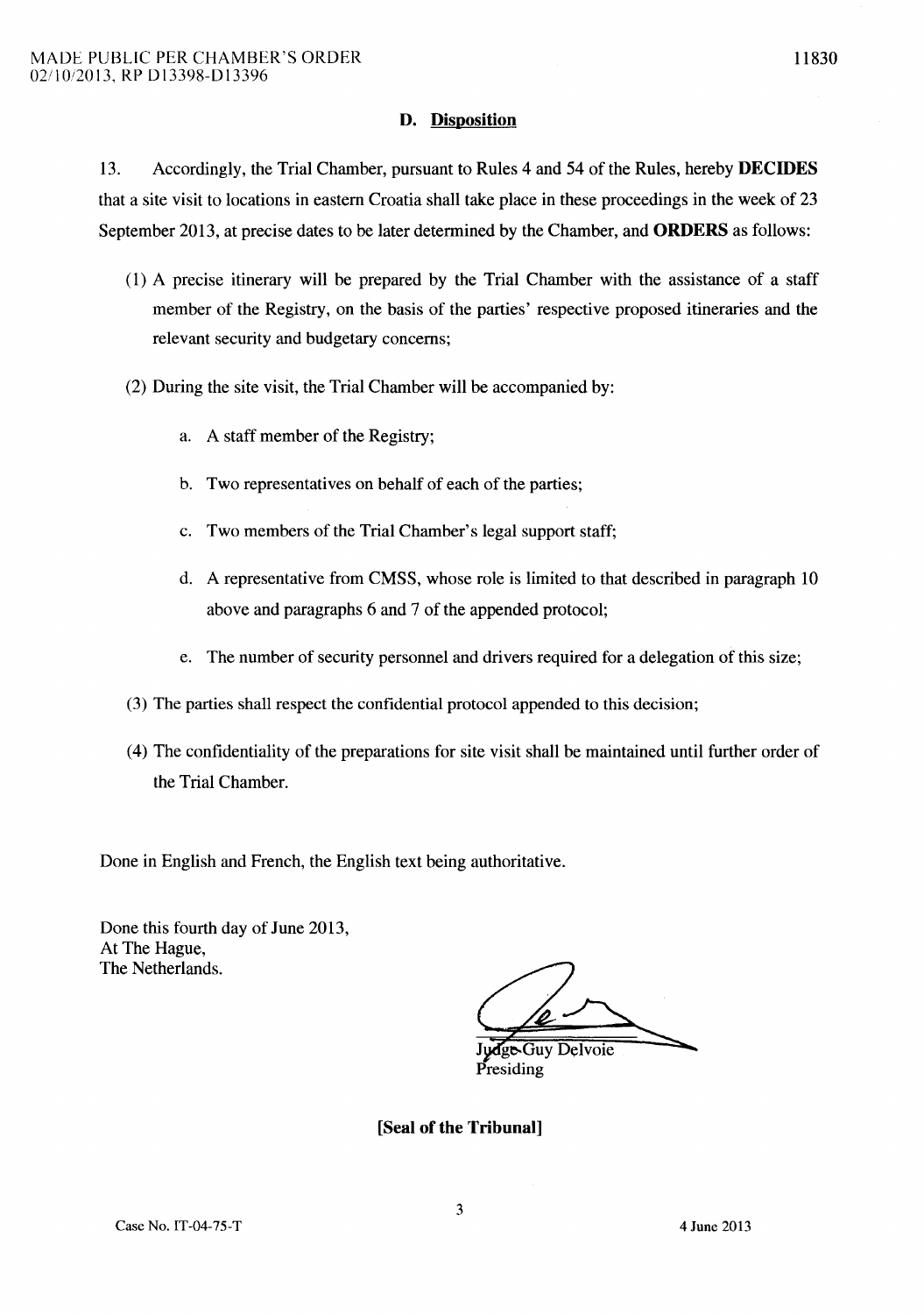### D. Disposition

13. Accordingly, the Trial Chamber, pursuant to Rules 4 and 54 of the Rules, hereby **DECIDES** that a site visit to locations in eastern Croatia shall take place in these proceedings in the week of 23 September 2013, at precise dates to be later determined by the Chamber, and **ORDERS** as follows:

(1) A precise itinerary will be prepared by the Trial Chamber with the assistance of a staff member of the Registry, on the basis of the parties' respective proposed itineraries and the relevant security and budgetary concerns;

(2) During the site visit, the Trial Chamber will be accompanied by:

a. A staff member of the Registry;

b. Two representatives on behalf of each of the parties;

c. Two members of the Trial Chamber's legal support staff;

d. A representative from CMSS, whose role is limited to that described in paragraph 10 above and paragraphs 6 and 7 of the appended protocol;

e. The number of security personnel and drivers required for a delegation of this size;

(3) The parties shall respect the confidential protocol appended to this decision;

(4) The confidentiality of the preparations for site visit shall be maintained until further order of the Trial Chamber.

Done in English and French, the English text being authoritative.

Done this fourth day of June 2013,
At The Hague,
The Netherlands.

Judge Guy Delvoie
Presiding

**[Seal of the Tribunal]**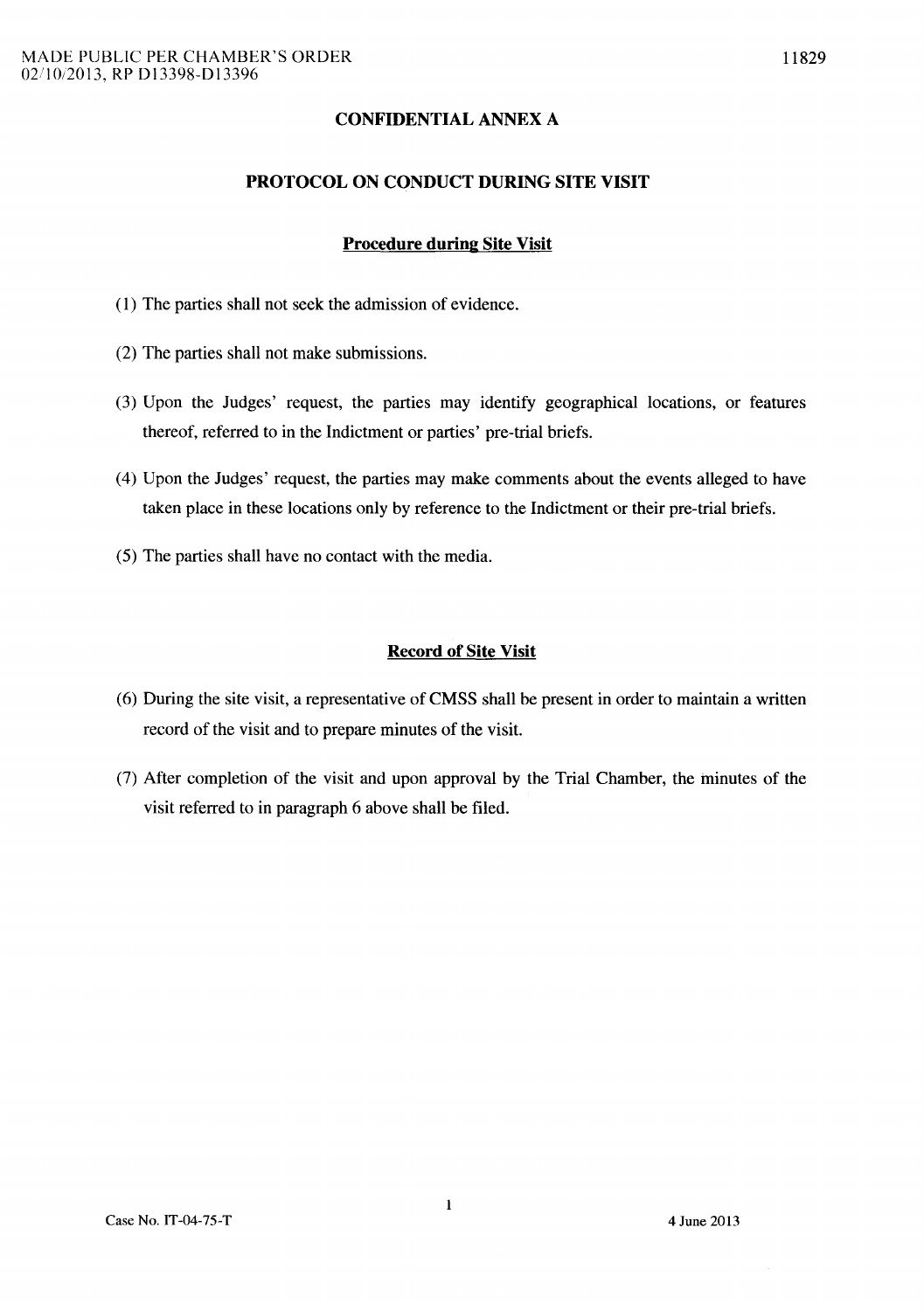**CONFIDENTIAL ANNEX A**

**PROTOCOL ON CONDUCT DURING SITE VISIT**

**Procedure during Site Visit**

(1) The parties shall not seek the admission of evidence.

(2) The parties shall not make submissions.

(3) Upon the Judges' request, the parties may identify geographical locations, or features thereof, referred to in the Indictment or parties' pre-trial briefs.

(4) Upon the Judges' request, the parties may make comments about the events alleged to have taken place in these locations only by reference to the Indictment or their pre-trial briefs.

(5) The parties shall have no contact with the media.

**Record of Site Visit**

(6) During the site visit, a representative of CMSS shall be present in order to maintain a written record of the visit and to prepare minutes of the visit.

(7) After completion of the visit and upon approval by the Trial Chamber, the minutes of the visit referred to in paragraph 6 above shall be filed.